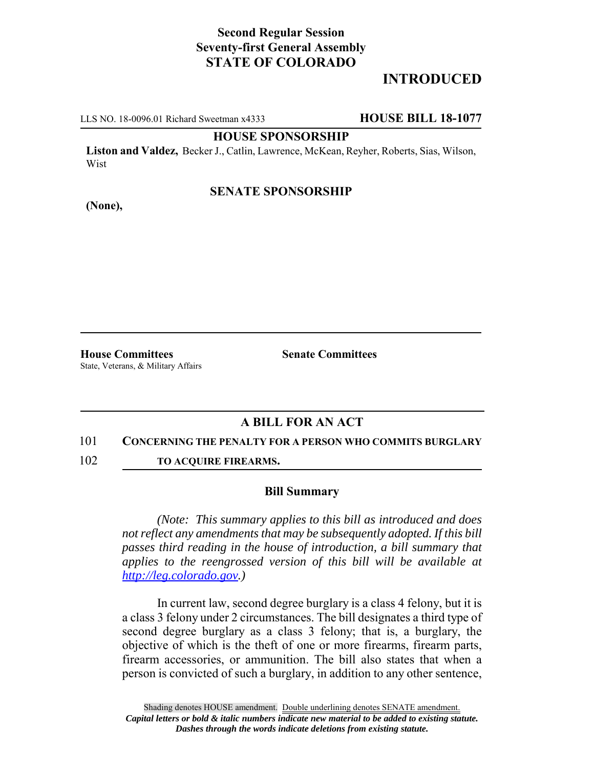**Second Regular Session**
**Seventy-first General Assembly**
**STATE OF COLORADO**

# INTRODUCED

LLS NO. 18-0096.01 Richard Sweetman x4333 **HOUSE BILL 18-1077**

**HOUSE SPONSORSHIP**

**Liston and Valdez,** Becker J., Catlin, Lawrence, McKean, Reyher, Roberts, Sias, Wilson, Wist

**SENATE SPONSORSHIP**

**(None),**

**House Committees**
State, Veterans, & Military Affairs

**Senate Committees**

## A BILL FOR AN ACT

101 **CONCERNING THE PENALTY FOR A PERSON WHO COMMITS BURGLARY**
102 **TO ACQUIRE FIREARMS.**

### Bill Summary

*(Note: This summary applies to this bill as introduced and does not reflect any amendments that may be subsequently adopted. If this bill passes third reading in the house of introduction, a bill summary that applies to the reengrossed version of this bill will be available at http://leg.colorado.gov.)*

In current law, second degree burglary is a class 4 felony, but it is a class 3 felony under 2 circumstances. The bill designates a third type of second degree burglary as a class 3 felony; that is, a burglary, the objective of which is the theft of one or more firearms, firearm parts, firearm accessories, or ammunition. The bill also states that when a person is convicted of such a burglary, in addition to any other sentence,

Shading denotes HOUSE amendment. Double underlining denotes SENATE amendment.
*Capital letters or bold & italic numbers indicate new material to be added to existing statute.*
*Dashes through the words indicate deletions from existing statute.*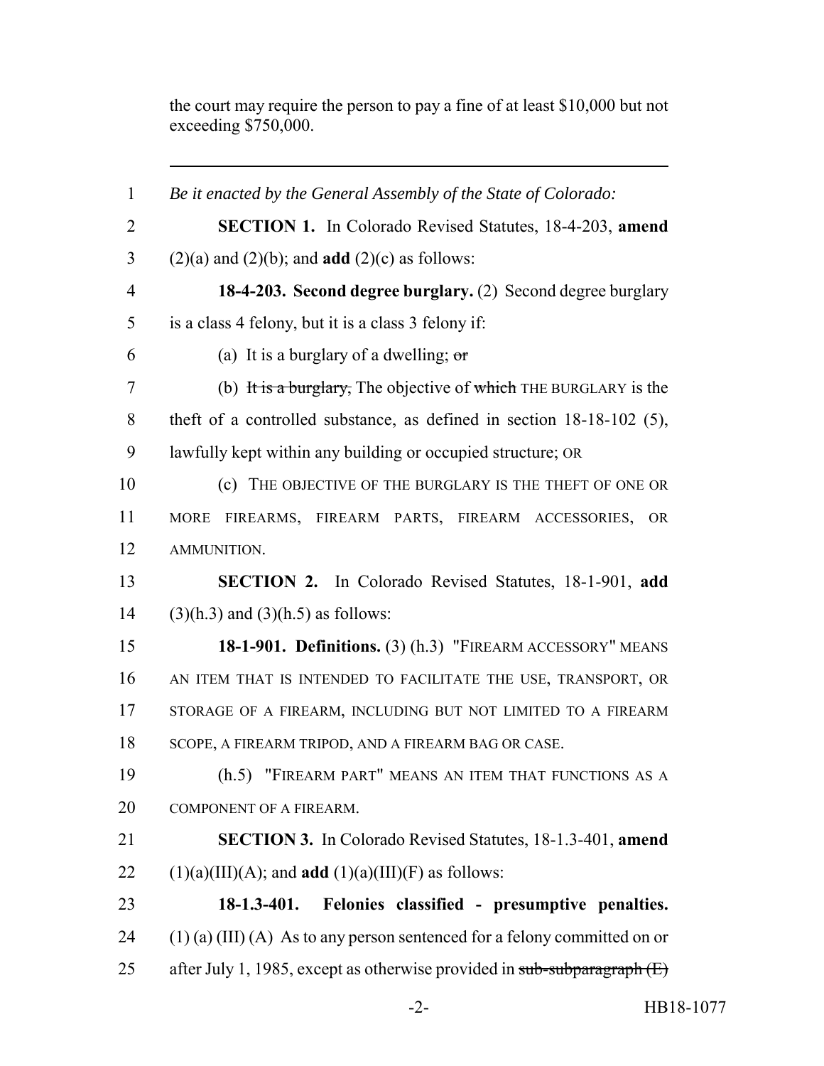the court may require the person to pay a fine of at least $10,000 but not exceeding $750,000.

---

*Be it enacted by the General Assembly of the State of Colorado:*

**SECTION 1.** In Colorado Revised Statutes, 18-4-203, **amend** (2)(a) and (2)(b); and **add** (2)(c) as follows:

**18-4-203. Second degree burglary.** (2) Second degree burglary is a class 4 felony, but it is a class 3 felony if:

(a) It is a burglary of a dwelling; ~~or~~

(b) ~~It is a burglary,~~ The objective of ~~which~~ THE BURGLARY is the theft of a controlled substance, as defined in section 18-18-102 (5), lawfully kept within any building or occupied structure; OR

(c) THE OBJECTIVE OF THE BURGLARY IS THE THEFT OF ONE OR MORE FIREARMS, FIREARM PARTS, FIREARM ACCESSORIES, OR AMMUNITION.

**SECTION 2.** In Colorado Revised Statutes, 18-1-901, **add** (3)(h.3) and (3)(h.5) as follows:

**18-1-901. Definitions.** (3) (h.3) "FIREARM ACCESSORY" MEANS AN ITEM THAT IS INTENDED TO FACILITATE THE USE, TRANSPORT, OR STORAGE OF A FIREARM, INCLUDING BUT NOT LIMITED TO A FIREARM SCOPE, A FIREARM TRIPOD, AND A FIREARM BAG OR CASE.

(h.5) "FIREARM PART" MEANS AN ITEM THAT FUNCTIONS AS A COMPONENT OF A FIREARM.

**SECTION 3.** In Colorado Revised Statutes, 18-1.3-401, **amend** (1)(a)(III)(A); and **add** (1)(a)(III)(F) as follows:

**18-1.3-401. Felonies classified - presumptive penalties.** (1) (a) (III) (A) As to any person sentenced for a felony committed on or after July 1, 1985, except as otherwise provided in ~~sub-subparagraph (E)~~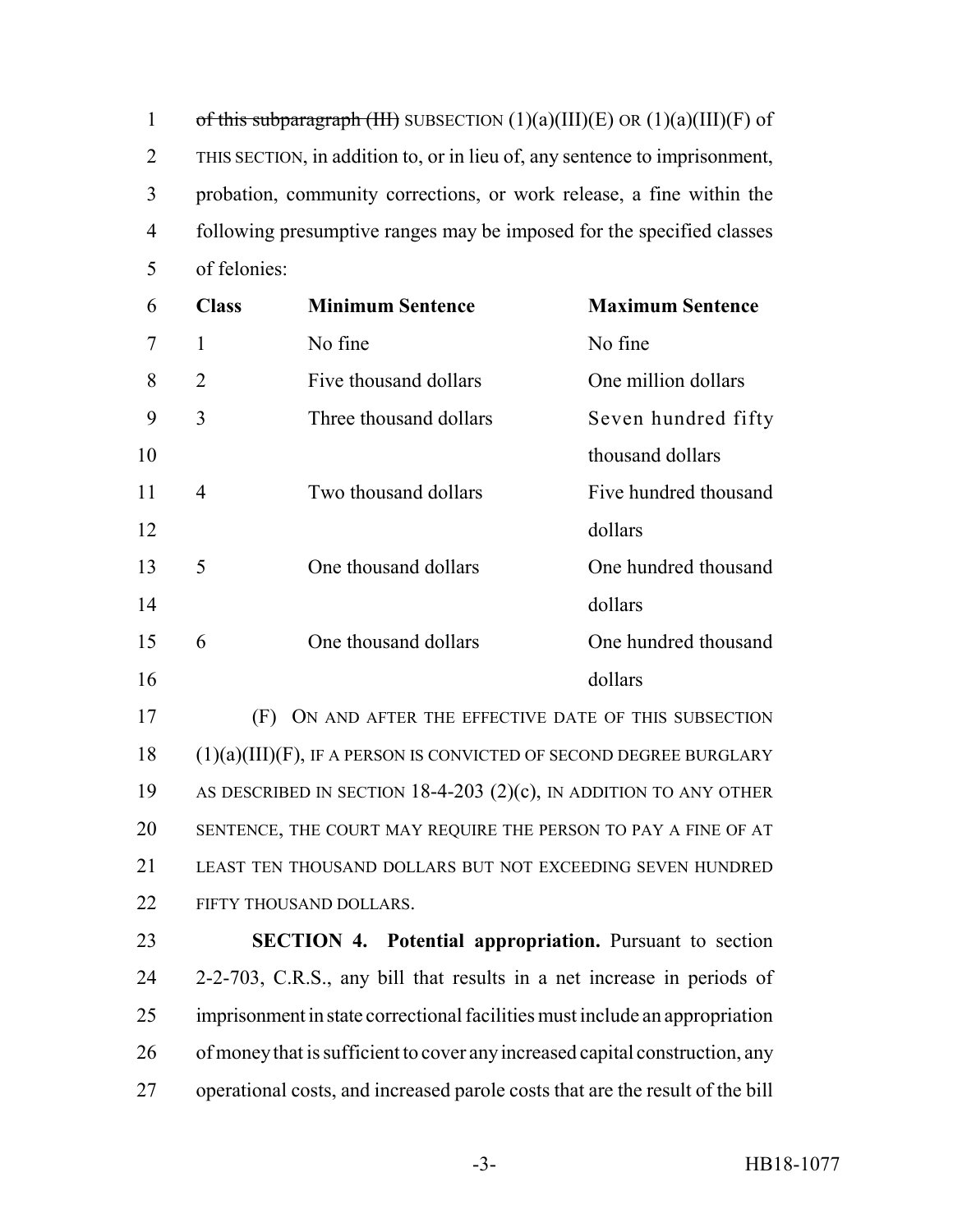~~of this subparagraph (III)~~ SUBSECTION (1)(a)(III)(E) OR (1)(a)(III)(F) of THIS SECTION, in addition to, or in lieu of, any sentence to imprisonment, probation, community corrections, or work release, a fine within the following presumptive ranges may be imposed for the specified classes of felonies:

| Class | Minimum Sentence | Maximum Sentence |
|---|---|---|
| 1 | No fine | No fine |
| 2 | Five thousand dollars | One million dollars |
| 3 | Three thousand dollars | Seven hundred fifty thousand dollars |
| 4 | Two thousand dollars | Five hundred thousand dollars |
| 5 | One thousand dollars | One hundred thousand dollars |
| 6 | One thousand dollars | One hundred thousand dollars |

(F) ON AND AFTER THE EFFECTIVE DATE OF THIS SUBSECTION (1)(a)(III)(F), IF A PERSON IS CONVICTED OF SECOND DEGREE BURGLARY AS DESCRIBED IN SECTION 18-4-203 (2)(c), IN ADDITION TO ANY OTHER SENTENCE, THE COURT MAY REQUIRE THE PERSON TO PAY A FINE OF AT LEAST TEN THOUSAND DOLLARS BUT NOT EXCEEDING SEVEN HUNDRED FIFTY THOUSAND DOLLARS.

**SECTION 4. Potential appropriation.** Pursuant to section 2-2-703, C.R.S., any bill that results in a net increase in periods of imprisonment in state correctional facilities must include an appropriation of money that is sufficient to cover any increased capital construction, any operational costs, and increased parole costs that are the result of the bill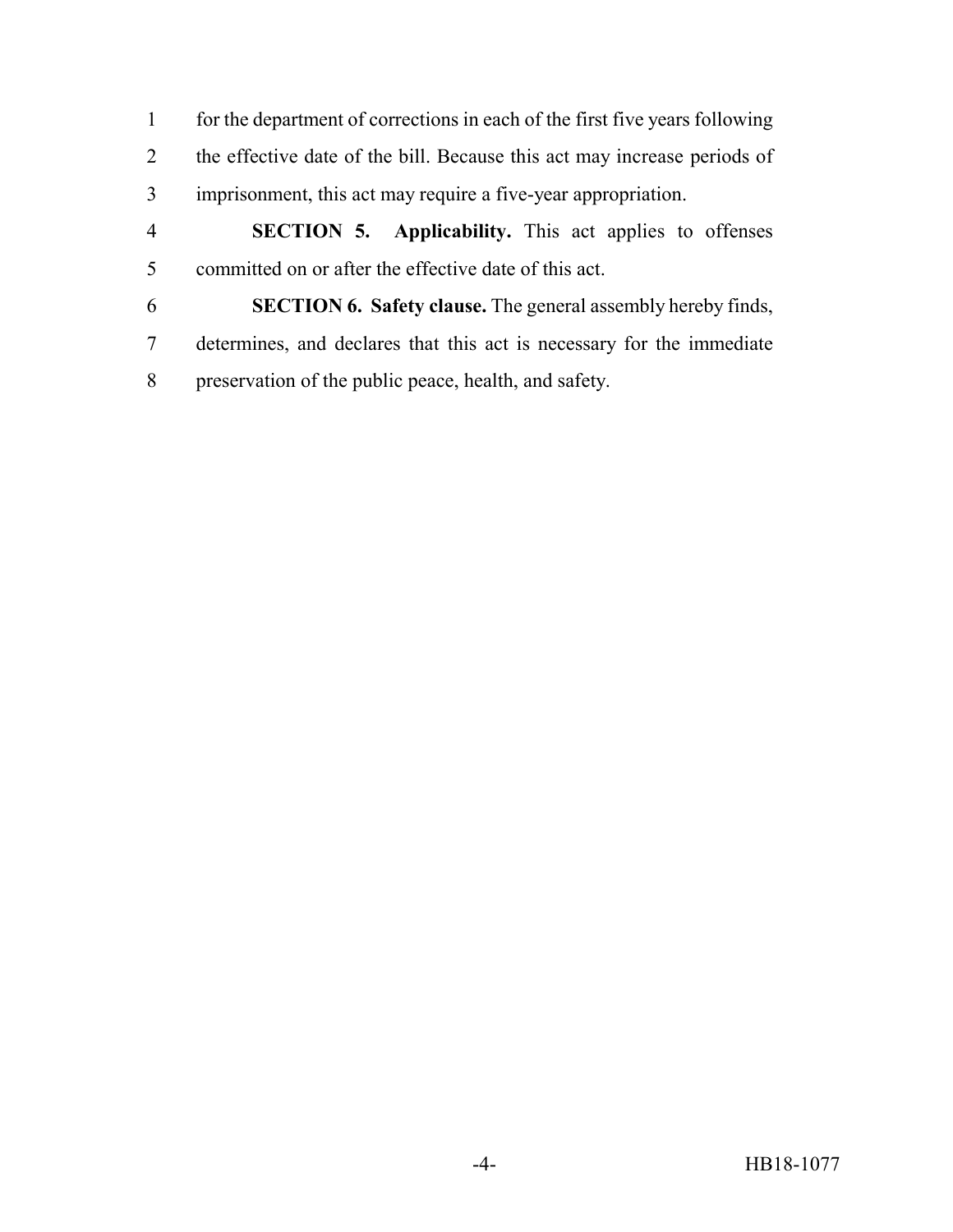for the department of corrections in each of the first five years following the effective date of the bill. Because this act may increase periods of imprisonment, this act may require a five-year appropriation.

**SECTION 5. Applicability.** This act applies to offenses committed on or after the effective date of this act.

**SECTION 6. Safety clause.** The general assembly hereby finds, determines, and declares that this act is necessary for the immediate preservation of the public peace, health, and safety.